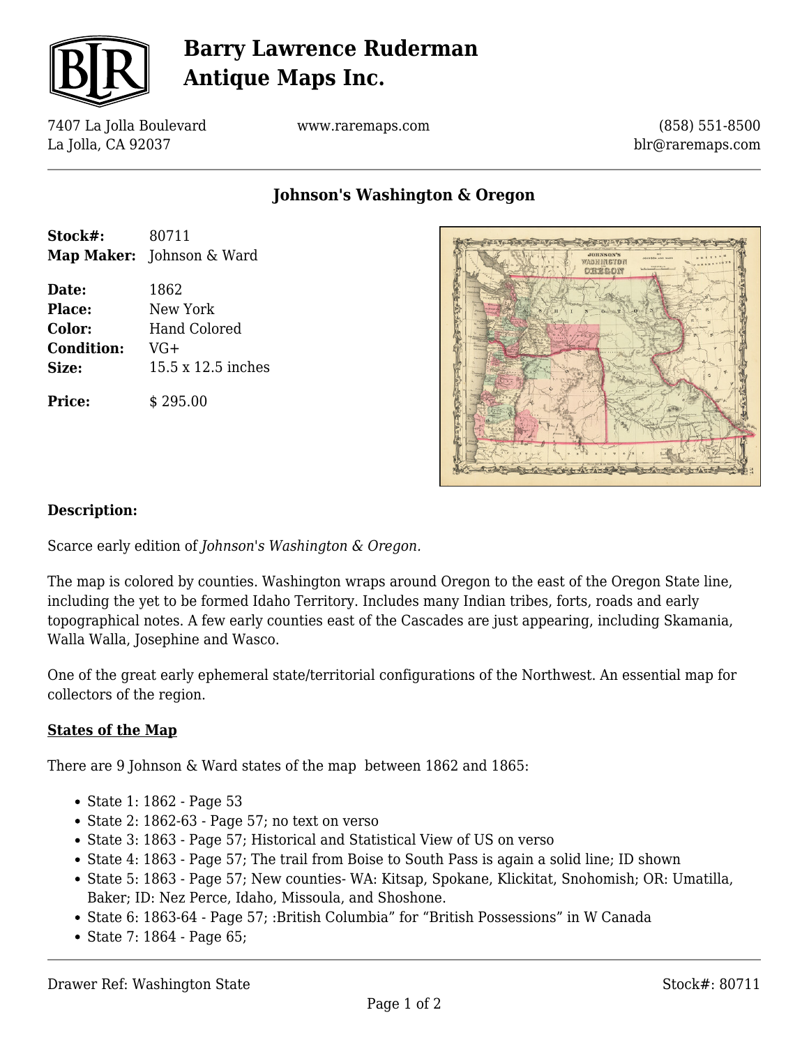# Barry Lawrence Ruderman Antique Maps Inc.

7407 La Jolla Boulevard
La Jolla, CA 92037

www.raremaps.com

(858) 551-8500
blr@raremaps.com

## Johnson's Washington & Oregon

**Stock#:** 80711
**Map Maker:** Johnson & Ward

**Date:** 1862
**Place:** New York
**Color:** Hand Colored
**Condition:** VG+
**Size:** 15.5 x 12.5 inches

**Price:** $ 295.00

### Description:

Scarce early edition of *Johnson's Washington & Oregon.*

The map is colored by counties. Washington wraps around Oregon to the east of the Oregon State line, including the yet to be formed Idaho Territory. Includes many Indian tribes, forts, roads and early topographical notes. A few early counties east of the Cascades are just appearing, including Skamania, Walla Walla, Josephine and Wasco.

One of the great early ephemeral state/territorial configurations of the Northwest. An essential map for collectors of the region.

**States of the Map**

There are 9 Johnson & Ward states of the map between 1862 and 1865:

- State 1: 1862 - Page 53
- State 2: 1862-63 - Page 57; no text on verso
- State 3: 1863 - Page 57; Historical and Statistical View of US on verso
- State 4: 1863 - Page 57; The trail from Boise to South Pass is again a solid line; ID shown
- State 5: 1863 - Page 57; New counties- WA: Kitsap, Spokane, Klickitat, Snohomish; OR: Umatilla, Baker; ID: Nez Perce, Idaho, Missoula, and Shoshone.
- State 6: 1863-64 - Page 57; :British Columbia" for "British Possessions" in W Canada
- State 7: 1864 - Page 65;

Drawer Ref: Washington State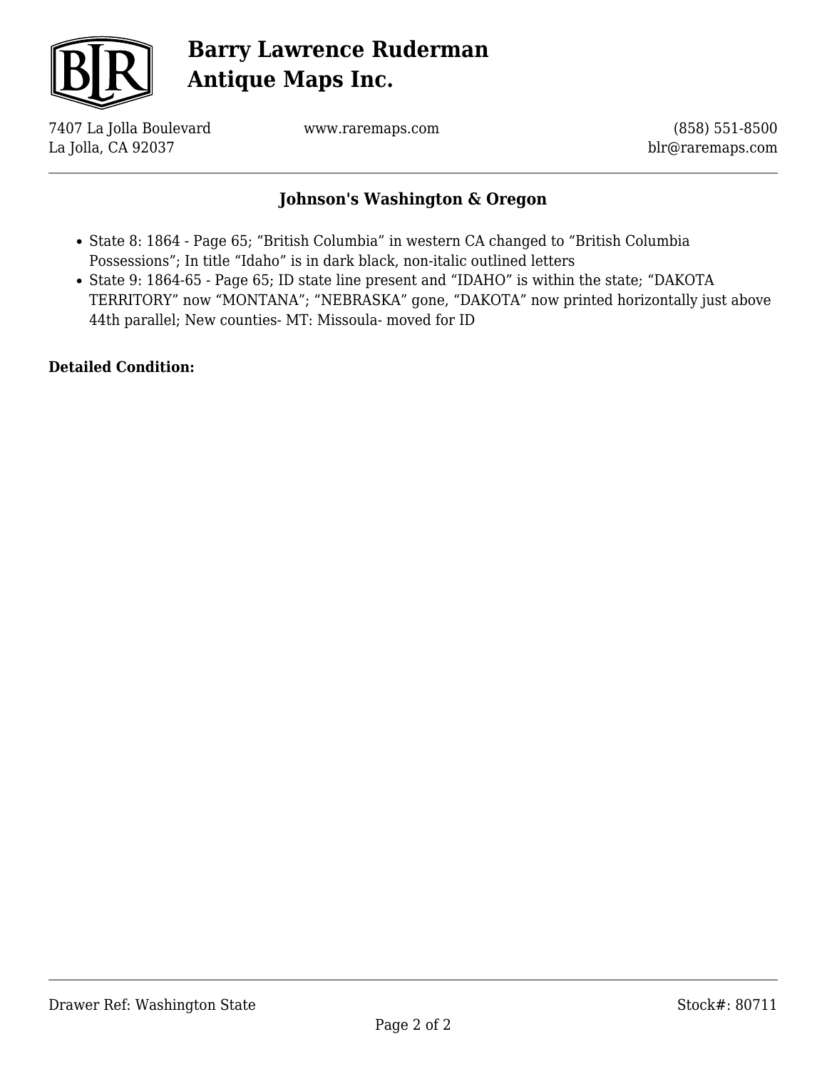## Johnson's Washington & Oregon

- State 8: 1864 - Page 65; “British Columbia” in western CA changed to “British Columbia Possessions”; In title “Idaho” is in dark black, non-italic outlined letters
- State 9: 1864-65 - Page 65; ID state line present and “IDAHO” is within the state; “DAKOTA TERRITORY” now “MONTANA”; “NEBRASKA” gone, “DAKOTA” now printed horizontally just above 44th parallel; New counties- MT: Missoula- moved for ID

**Detailed Condition:**